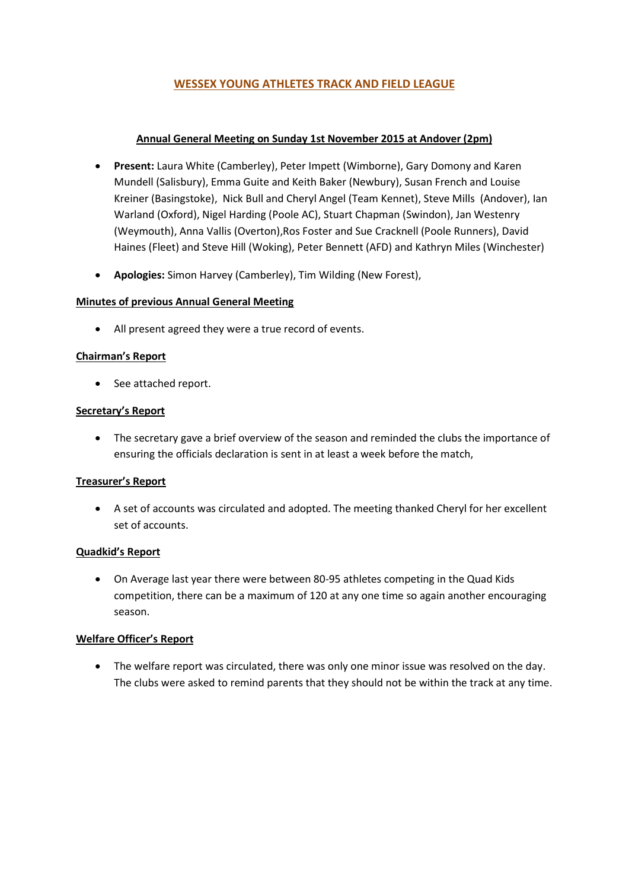# WESSEX YOUNG ATHLETES TRACK AND FIELD LEAGUE

## Annual General Meeting on Sunday 1st November 2015 at Andover (2pm)

- **Present:** Laura White (Camberley), Peter Impett (Wimborne), Gary Domony and Karen Mundell (Salisbury), Emma Guite and Keith Baker (Newbury), Susan French and Louise Kreiner (Basingstoke), Nick Bull and Cheryl Angel (Team Kennet), Steve Mills (Andover), Ian Warland (Oxford), Nigel Harding (Poole AC), Stuart Chapman (Swindon), Jan Westenry (Weymouth), Anna Vallis (Overton),Ros Foster and Sue Cracknell (Poole Runners), David Haines (Fleet) and Steve Hill (Woking), Peter Bennett (AFD) and Kathryn Miles (Winchester)
- **Apologies:** Simon Harvey (Camberley), Tim Wilding (New Forest),

### Minutes of previous Annual General Meeting

- All present agreed they were a true record of events.

### Chairman's Report

- See attached report.

### Secretary's Report

- The secretary gave a brief overview of the season and reminded the clubs the importance of ensuring the officials declaration is sent in at least a week before the match,

### Treasurer's Report

- A set of accounts was circulated and adopted. The meeting thanked Cheryl for her excellent set of accounts.

### Quadkid's Report

- On Average last year there were between 80-95 athletes competing in the Quad Kids competition, there can be a maximum of 120 at any one time so again another encouraging season.

### Welfare Officer's Report

- The welfare report was circulated, there was only one minor issue was resolved on the day. The clubs were asked to remind parents that they should not be within the track at any time.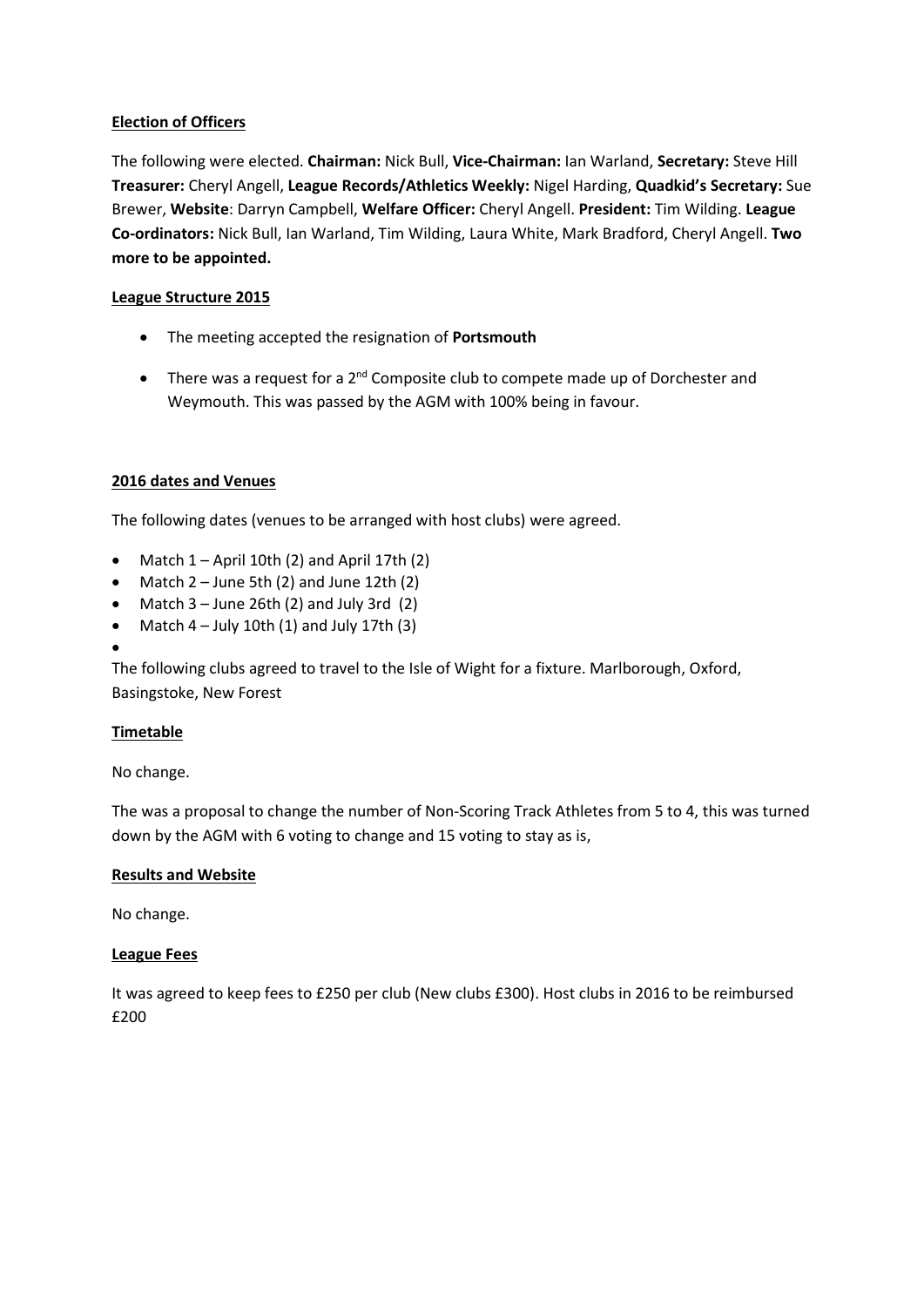**Election of Officers**

The following were elected. **Chairman:** Nick Bull, **Vice-Chairman:** Ian Warland, **Secretary:** Steve Hill **Treasurer:** Cheryl Angell, **League Records/Athletics Weekly:** Nigel Harding, **Quadkid's Secretary:** Sue Brewer, **Website**: Darryn Campbell, **Welfare Officer:** Cheryl Angell. **President:** Tim Wilding. **League Co-ordinators:** Nick Bull, Ian Warland, Tim Wilding, Laura White, Mark Bradford, Cheryl Angell. **Two more to be appointed.**

**League Structure 2015**

- The meeting accepted the resignation of **Portsmouth**
- There was a request for a 2nd Composite club to compete made up of Dorchester and Weymouth. This was passed by the AGM with 100% being in favour.

**2016 dates and Venues**

The following dates (venues to be arranged with host clubs) were agreed.

- Match 1 – April 10th (2) and April 17th (2)
- Match 2 – June 5th (2) and June 12th (2)
- Match 3 – June 26th (2) and July 3rd (2)
- Match 4 – July 10th (1) and July 17th (3)

The following clubs agreed to travel to the Isle of Wight for a fixture. Marlborough, Oxford, Basingstoke, New Forest

**Timetable**

No change.

The was a proposal to change the number of Non-Scoring Track Athletes from 5 to 4, this was turned down by the AGM with 6 voting to change and 15 voting to stay as is,

**Results and Website**

No change.

**League Fees**

It was agreed to keep fees to £250 per club (New clubs £300). Host clubs in 2016 to be reimbursed £200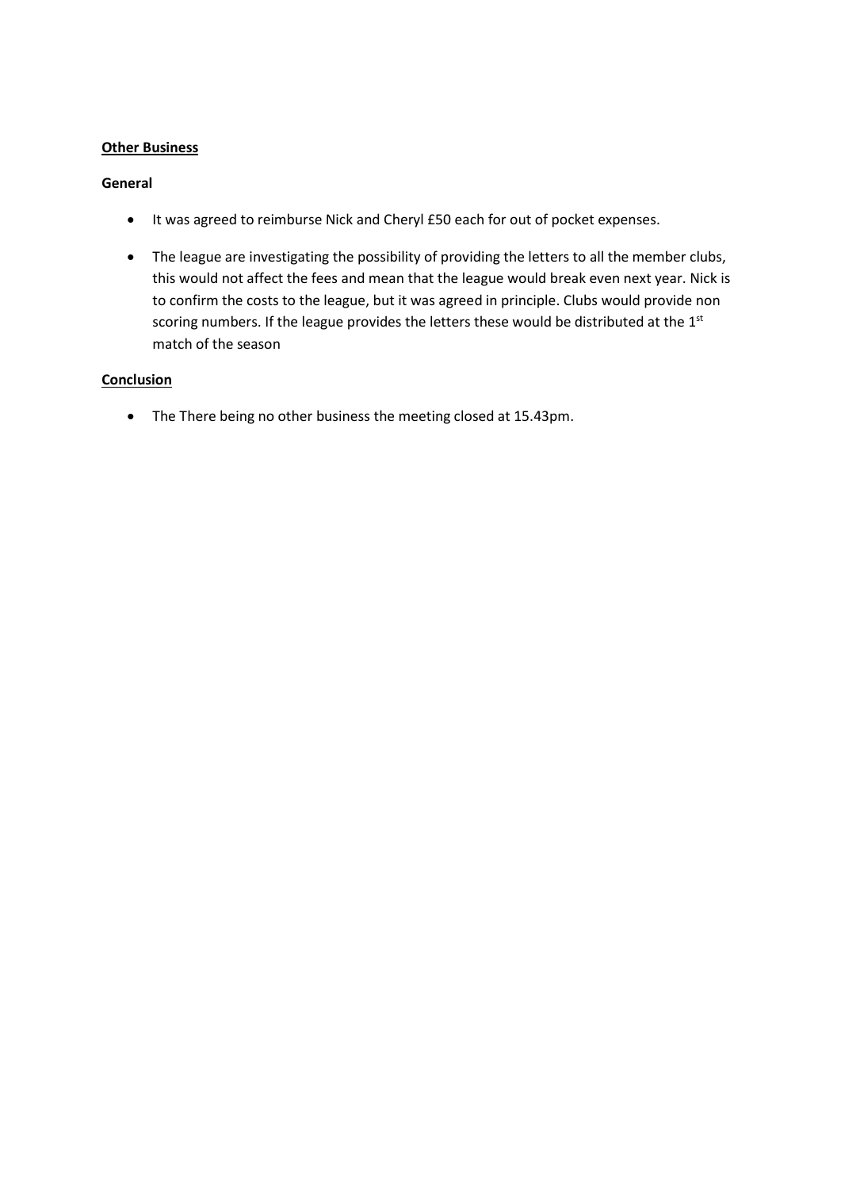**Other Business**

**General**

- It was agreed to reimburse Nick and Cheryl £50 each for out of pocket expenses.

- The league are investigating the possibility of providing the letters to all the member clubs, this would not affect the fees and mean that the league would break even next year. Nick is to confirm the costs to the league, but it was agreed in principle. Clubs would provide non scoring numbers. If the league provides the letters these would be distributed at the 1st match of the season

**Conclusion**

- The There being no other business the meeting closed at 15.43pm.